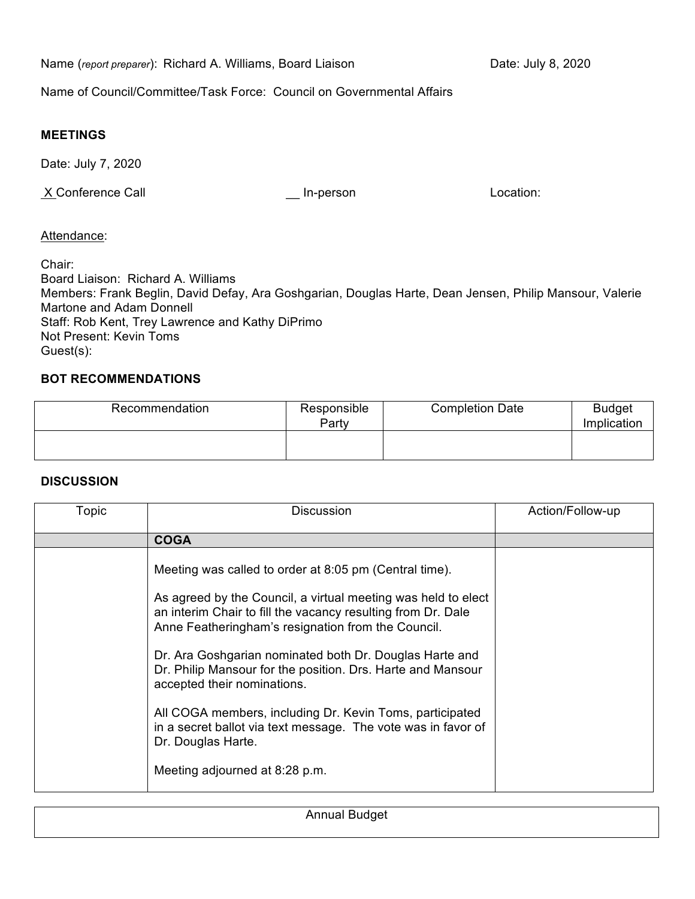Name (*report preparer*): Richard A. Williams, Board Liaison    Date: July 8, 2020

Name of Council/Committee/Task Force: Council on Governmental Affairs

**MEETINGS**

Date: July 7, 2020

X Conference Call    __ In-person    Location:

Attendance:

Chair:
Board Liaison: Richard A. Williams
Members: Frank Beglin, David Defay, Ara Goshgarian, Douglas Harte, Dean Jensen, Philip Mansour, Valerie Martone and Adam Donnell
Staff: Rob Kent, Trey Lawrence and Kathy DiPrimo
Not Present: Kevin Toms
Guest(s):

**BOT RECOMMENDATIONS**

| Recommendation | Responsible Party | Completion Date | Budget Implication |
|---|---|---|---|
| | | | |

**DISCUSSION**

| Topic | Discussion | Action/Follow-up |
|---|---|---|
| | **COGA** | |
| | Meeting was called to order at 8:05 pm (Central time).<br><br>As agreed by the Council, a virtual meeting was held to elect an interim Chair to fill the vacancy resulting from Dr. Dale Anne Featheringham's resignation from the Council.<br><br>Dr. Ara Goshgarian nominated both Dr. Douglas Harte and Dr. Philip Mansour for the position. Drs. Harte and Mansour accepted their nominations.<br><br>All COGA members, including Dr. Kevin Toms, participated in a secret ballot via text message. The vote was in favor of Dr. Douglas Harte.<br><br>Meeting adjourned at 8:28 p.m. | |

| Annual Budget |
|---|
| |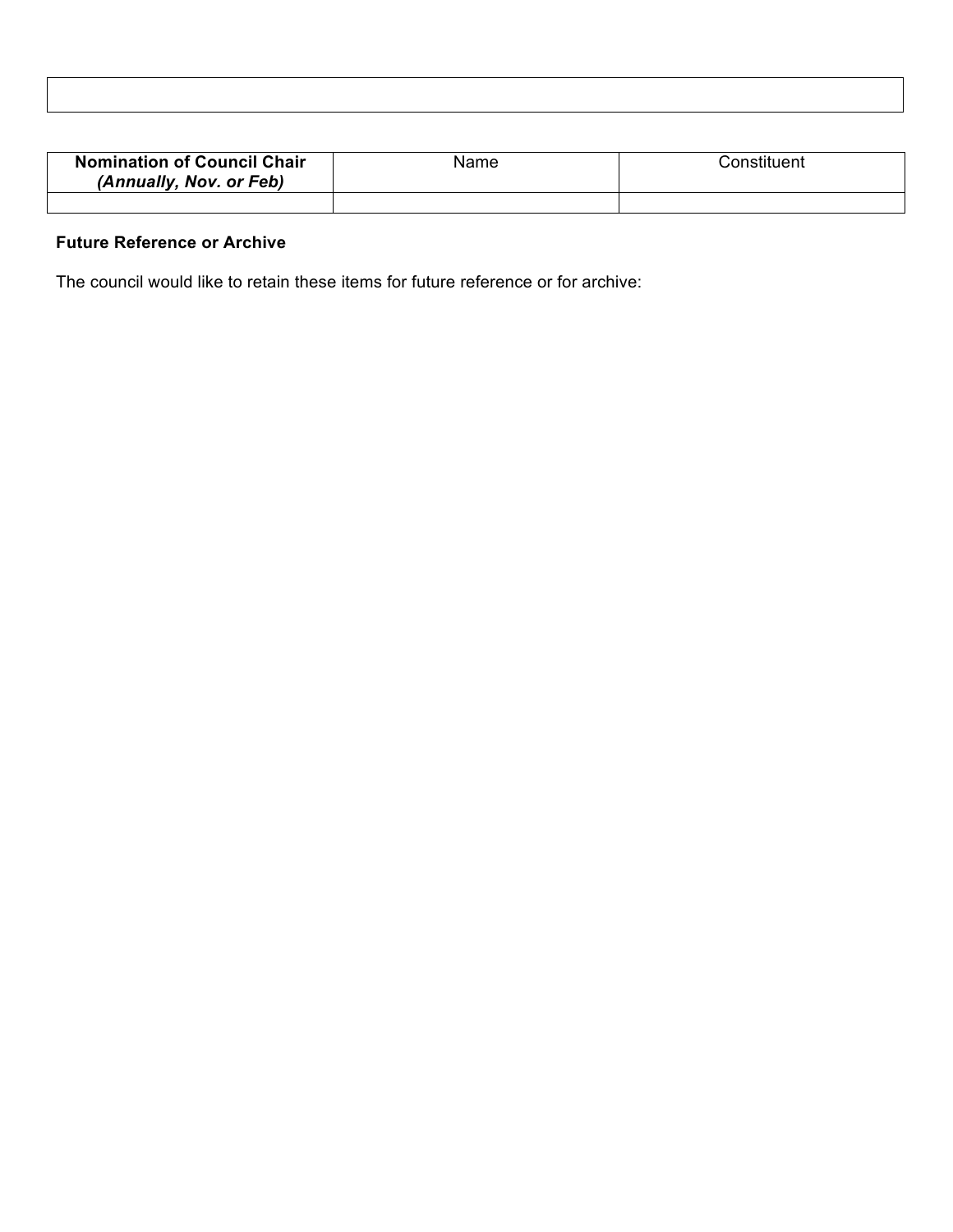| **Nomination of Council Chair** ***(Annually, Nov. or Feb)*** | Name | Constituent |
| --- | --- | --- |
| | | |

**Future Reference or Archive**

The council would like to retain these items for future reference or for archive: